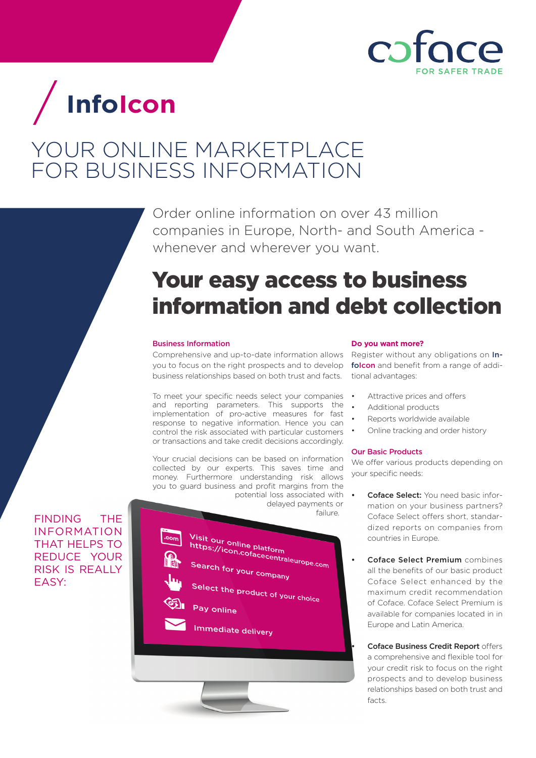coface
FOR SAFER TRADE

# InfoIcon

## YOUR ONLINE MARKETPLACE FOR BUSINESS INFORMATION

Order online information on over 43 million companies in Europe, North- and South America - whenever and wherever you want.

## Your easy access to business information and debt collection

### Business Information

Comprehensive and up-to-date information allows you to focus on the right prospects and to develop business relationships based on both trust and facts.

To meet your specific needs select your companies and reporting parameters. This supports the implementation of pro-active measures for fast response to negative information. Hence you can control the risk associated with particular customers or transactions and take credit decisions accordingly.

Your crucial decisions can be based on information collected by our experts. This saves time and money. Furthermore understanding risk allows you to guard business and profit margins from the potential loss associated with delayed payments or failure.

FINDING THE INFORMATION THAT HELPS TO REDUCE YOUR RISK IS REALLY EASY:

- Visit our online platform https://icon.cofacecentraleurope.com
- Search for your company
- Select the product of your choice
- Pay online
- Immediate delivery

### Do you want more?

Register without any obligations on **InfoIcon** and benefit from a range of additional advantages:

- Attractive prices and offers
- Additional products
- Reports worldwide available
- Online tracking and order history

### Our Basic Products

We offer various products depending on your specific needs:

- **Coface Select:** You need basic information on your business partners? Coface Select offers short, standardized reports on companies from countries in Europe.
- **Coface Select Premium** combines all the benefits of our basic product Coface Select enhanced by the maximum credit recommendation of Coface. Coface Select Premium is available for companies located in in Europe and Latin America.
- **Coface Business Credit Report** offers a comprehensive and flexible tool for your credit risk to focus on the right prospects and to develop business relationships based on both trust and facts.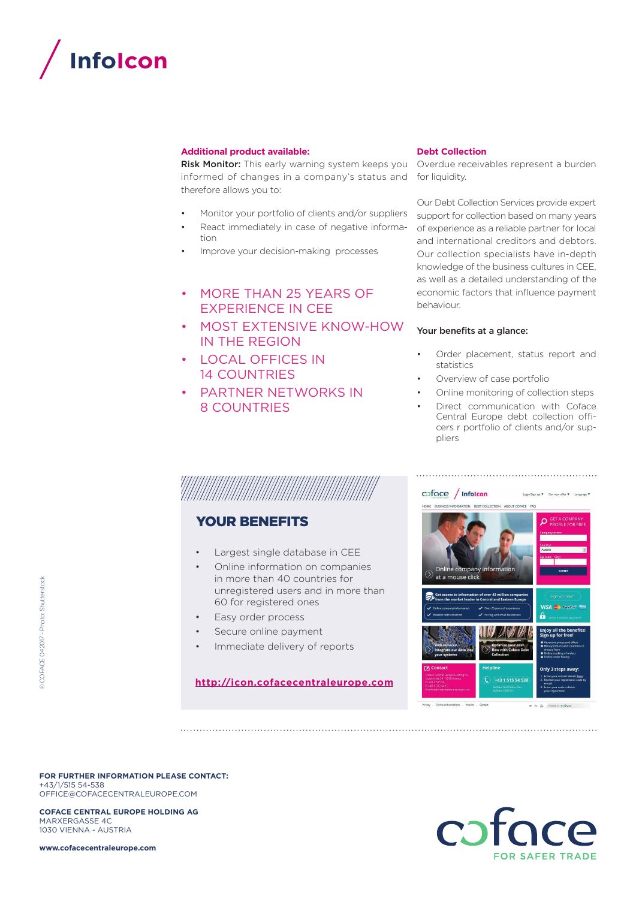# InfoIcon

**Additional product available:**

**Risk Monitor:** This early warning system keeps you informed of changes in a company's status and therefore allows you to:

- Monitor your portfolio of clients and/or suppliers
- React immediately in case of negative information
- Improve your decision-making processes

- MORE THAN 25 YEARS OF EXPERIENCE IN CEE
- MOST EXTENSIVE KNOW-HOW IN THE REGION
- LOCAL OFFICES IN 14 COUNTRIES
- PARTNER NETWORKS IN 8 COUNTRIES

**Debt Collection**

Overdue receivables represent a burden for liquidity.

Our Debt Collection Services provide expert support for collection based on many years of experience as a reliable partner for local and international creditors and debtors. Our collection specialists have in-depth knowledge of the business cultures in CEE, as well as a detailed understanding of the economic factors that influence payment behaviour.

**Your benefits at a glance:**

- Order placement, status report and statistics
- Overview of case portfolio
- Online monitoring of collection steps
- Direct communication with Coface Central Europe debt collection officers r portfolio of clients and/or suppliers

## YOUR BENEFITS

- Largest single database in CEE
- Online information on companies in more than 40 countries for unregistered users and in more than 60 for registered ones
- Easy order process
- Secure online payment
- Immediate delivery of reports

http://icon.cofacecentraleurope.com

© COFACE 042017 - Photo: Shutterstock

**FOR FURTHER INFORMATION PLEASE CONTACT:**
+43/1/515 54-538
OFFICE@COFACECENTRALEUROPE.COM

**COFACE CENTRAL EUROPE HOLDING AG**
MARXERGASSE 4C
1030 VIENNA - AUSTRIA

**www.cofacecentraleurope.com**

coface FOR SAFER TRADE